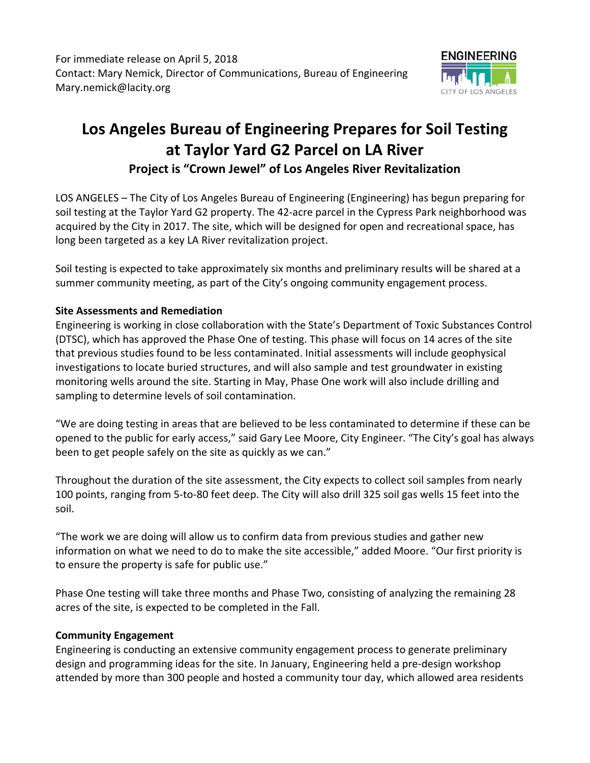For immediate release on April 5, 2018
Contact: Mary Nemick, Director of Communications, Bureau of Engineering
Mary.nemick@lacity.org

# Los Angeles Bureau of Engineering Prepares for Soil Testing at Taylor Yard G2 Parcel on LA River

## Project is "Crown Jewel" of Los Angeles River Revitalization

LOS ANGELES – The City of Los Angeles Bureau of Engineering (Engineering) has begun preparing for soil testing at the Taylor Yard G2 property. The 42-acre parcel in the Cypress Park neighborhood was acquired by the City in 2017. The site, which will be designed for open and recreational space, has long been targeted as a key LA River revitalization project.

Soil testing is expected to take approximately six months and preliminary results will be shared at a summer community meeting, as part of the City's ongoing community engagement process.

**Site Assessments and Remediation**
Engineering is working in close collaboration with the State's Department of Toxic Substances Control (DTSC), which has approved the Phase One of testing. This phase will focus on 14 acres of the site that previous studies found to be less contaminated. Initial assessments will include geophysical investigations to locate buried structures, and will also sample and test groundwater in existing monitoring wells around the site. Starting in May, Phase One work will also include drilling and sampling to determine levels of soil contamination.

"We are doing testing in areas that are believed to be less contaminated to determine if these can be opened to the public for early access," said Gary Lee Moore, City Engineer. "The City's goal has always been to get people safely on the site as quickly as we can."

Throughout the duration of the site assessment, the City expects to collect soil samples from nearly 100 points, ranging from 5-to-80 feet deep. The City will also drill 325 soil gas wells 15 feet into the soil.

"The work we are doing will allow us to confirm data from previous studies and gather new information on what we need to do to make the site accessible," added Moore. "Our first priority is to ensure the property is safe for public use."

Phase One testing will take three months and Phase Two, consisting of analyzing the remaining 28 acres of the site, is expected to be completed in the Fall.

**Community Engagement**
Engineering is conducting an extensive community engagement process to generate preliminary design and programming ideas for the site. In January, Engineering held a pre-design workshop attended by more than 300 people and hosted a community tour day, which allowed area residents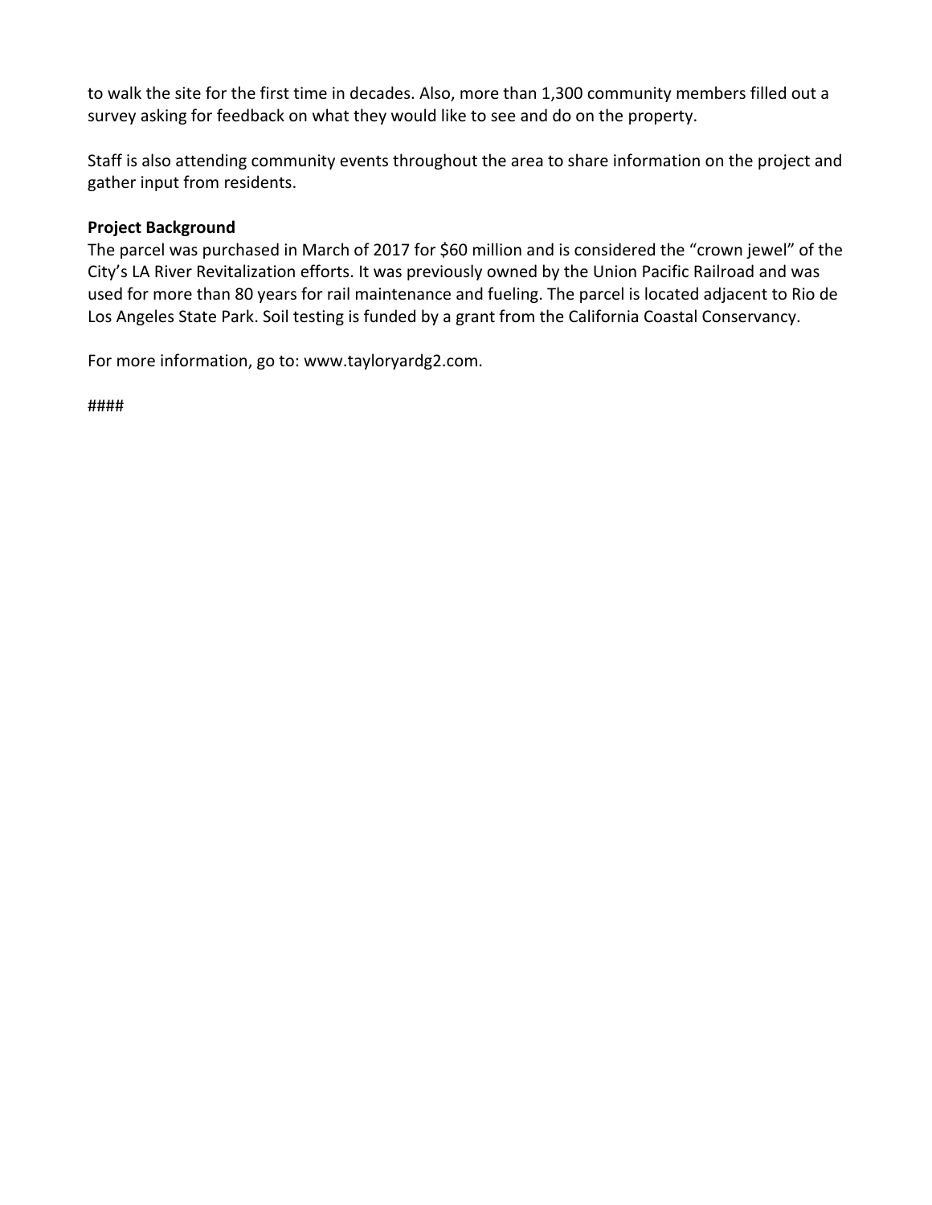to walk the site for the first time in decades. Also, more than 1,300 community members filled out a survey asking for feedback on what they would like to see and do on the property.

Staff is also attending community events throughout the area to share information on the project and gather input from residents.

**Project Background**

The parcel was purchased in March of 2017 for $60 million and is considered the "crown jewel" of the City's LA River Revitalization efforts. It was previously owned by the Union Pacific Railroad and was used for more than 80 years for rail maintenance and fueling. The parcel is located adjacent to Rio de Los Angeles State Park. Soil testing is funded by a grant from the California Coastal Conservancy.

For more information, go to: www.tayloryardg2.com.

####